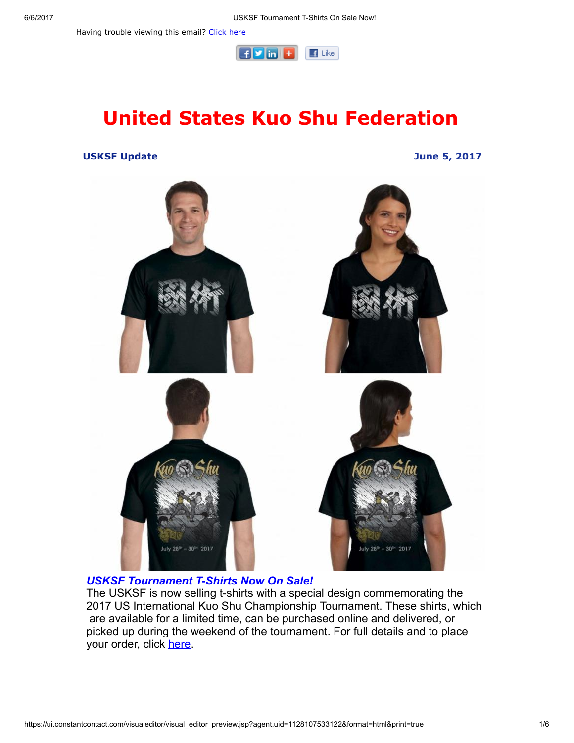Having trouble viewing this email? Click here

# United States Kuo Shu Federation

**USKSF Update** **June 5, 2017**

### *USKSF Tournament T-Shirts Now On Sale!*

The USKSF is now selling t-shirts with a special design commemorating the 2017 US International Kuo Shu Championship Tournament. These shirts, which are available for a limited time, can be purchased online and delivered, or picked up during the weekend of the tournament. For full details and to place your order, click here.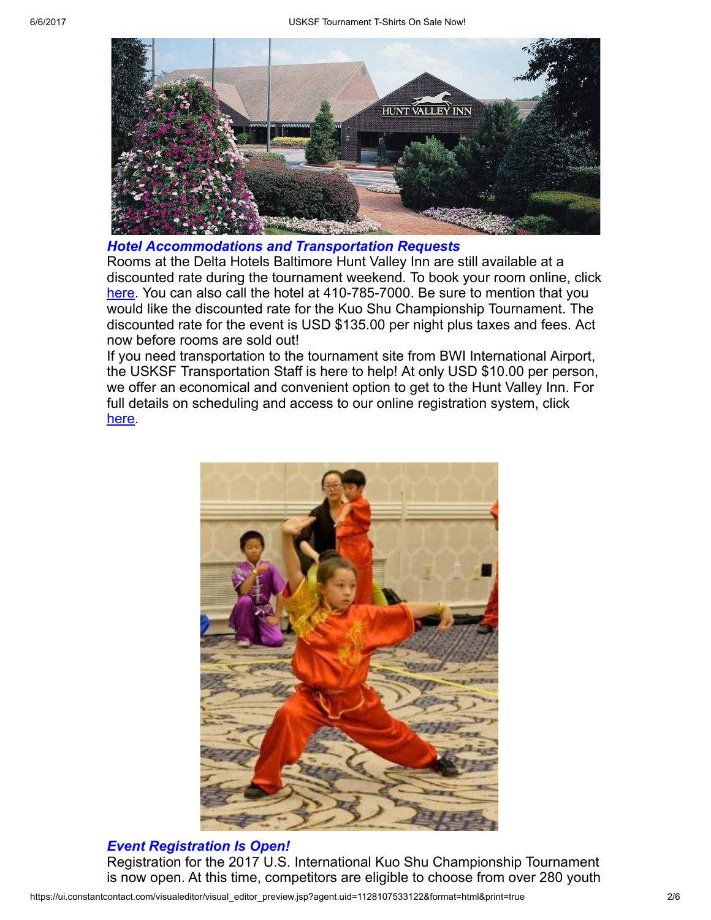### *Hotel Accommodations and Transportation Requests*

Rooms at the Delta Hotels Baltimore Hunt Valley Inn are still available at a discounted rate during the tournament weekend. To book your room online, click here. You can also call the hotel at 410-785-7000. Be sure to mention that you would like the discounted rate for the Kuo Shu Championship Tournament. The discounted rate for the event is USD $135.00 per night plus taxes and fees. Act now before rooms are sold out!

If you need transportation to the tournament site from BWI International Airport, the USKSF Transportation Staff is here to help! At only USD $10.00 per person, we offer an economical and convenient option to get to the Hunt Valley Inn. For full details on scheduling and access to our online registration system, click here.

### *Event Registration Is Open!*

Registration for the 2017 U.S. International Kuo Shu Championship Tournament is now open. At this time, competitors are eligible to choose from over 280 youth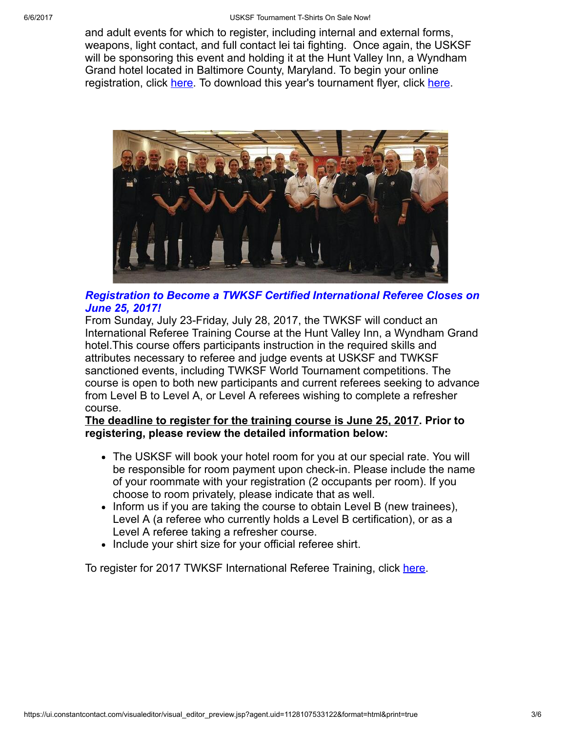and adult events for which to register, including internal and external forms, weapons, light contact, and full contact lei tai fighting. Once again, the USKSF will be sponsoring this event and holding it at the Hunt Valley Inn, a Wyndham Grand hotel located in Baltimore County, Maryland. To begin your online registration, click here. To download this year's tournament flyer, click here.

### *Registration to Become a TWKSF Certified International Referee Closes on June 25, 2017!*

From Sunday, July 23-Friday, July 28, 2017, the TWKSF will conduct an International Referee Training Course at the Hunt Valley Inn, a Wyndham Grand hotel.This course offers participants instruction in the required skills and attributes necessary to referee and judge events at USKSF and TWKSF sanctioned events, including TWKSF World Tournament competitions. The course is open to both new participants and current referees seeking to advance from Level B to Level A, or Level A referees wishing to complete a refresher course.

**The deadline to register for the training course is June 25, 2017. Prior to registering, please review the detailed information below:**

- The USKSF will book your hotel room for you at our special rate. You will be responsible for room payment upon check-in. Please include the name of your roommate with your registration (2 occupants per room). If you choose to room privately, please indicate that as well.
- Inform us if you are taking the course to obtain Level B (new trainees), Level A (a referee who currently holds a Level B certification), or as a Level A referee taking a refresher course.
- Include your shirt size for your official referee shirt.

To register for 2017 TWKSF International Referee Training, click here.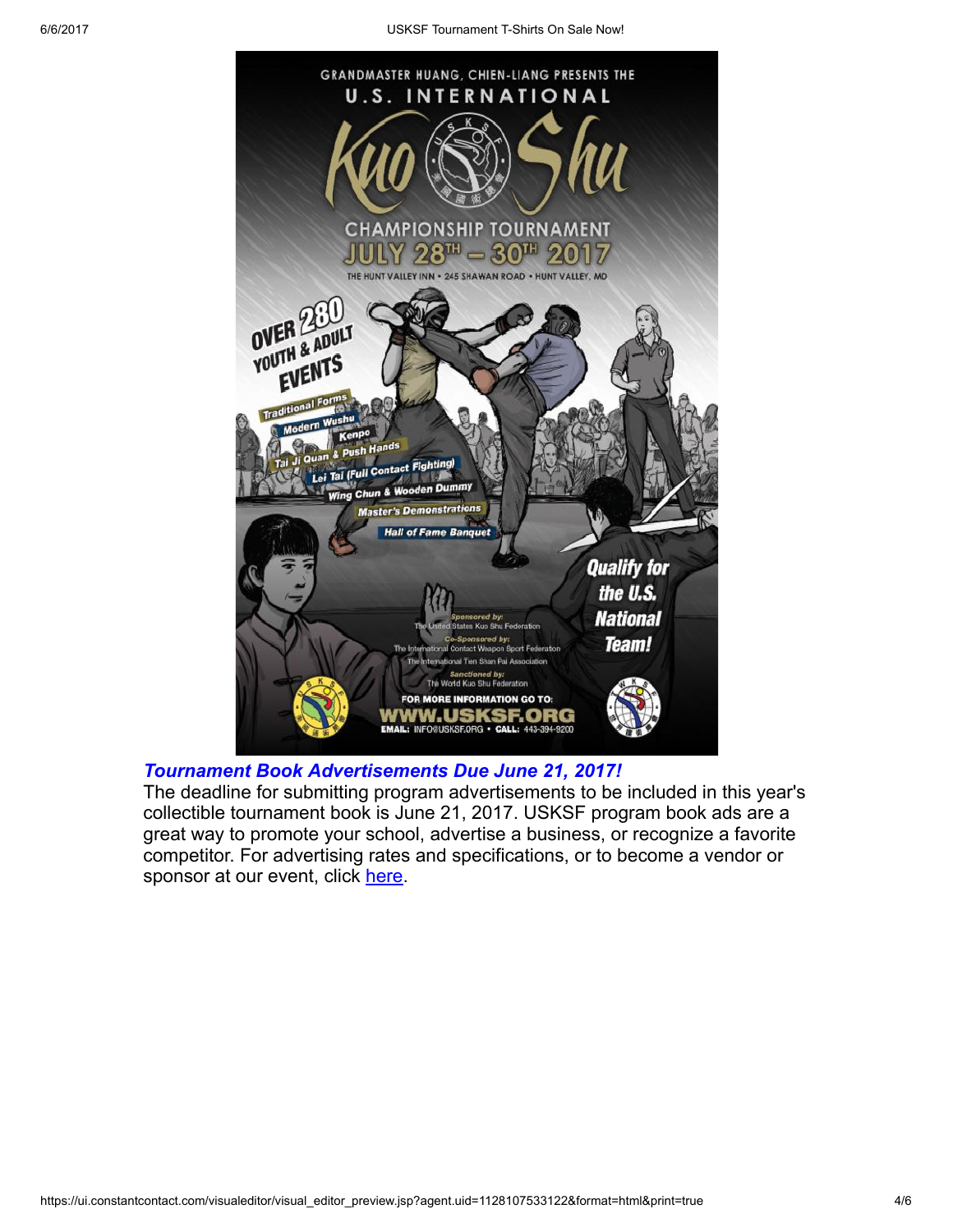GRANDMASTER HUANG, CHIEN-LIANG PRESENTS THE

U.S. INTERNATIONAL

**Kuo Shu**

CHAMPIONSHIP TOURNAMENT

**JULY 28TH – 30TH 2017**

THE HUNT VALLEY INN • 245 SHAWAN ROAD • HUNT VALLEY, MD

**OVER 280 YOUTH & ADULT EVENTS**

- Traditional Forms
- Modern Wushu
- Kenpo
- Tai Ji Quan & Push Hands
- Lei Tai (Full Contact Fighting)
- Wing Chun & Wooden Dummy
- Master's Demonstrations
- Hall of Fame Banquet

**Qualify for the U.S. National Team!**

*Sponsored by:*
The United States Kuo Shu Federation

*Co-Sponsored by:*
The International Contact Weapon Sport Federation
The International Tien Shan Pai Association

*Sanctioned by:*
The World Kuo Shu Federation

FOR MORE INFORMATION GO TO:

**WWW.USKSF.ORG**

EMAIL: INFO@USKSF.ORG • CALL: 443-394-9200

## *Tournament Book Advertisements Due June 21, 2017!*

The deadline for submitting program advertisements to be included in this year's collectible tournament book is June 21, 2017. USKSF program book ads are a great way to promote your school, advertise a business, or recognize a favorite competitor. For advertising rates and specifications, or to become a vendor or sponsor at our event, click here.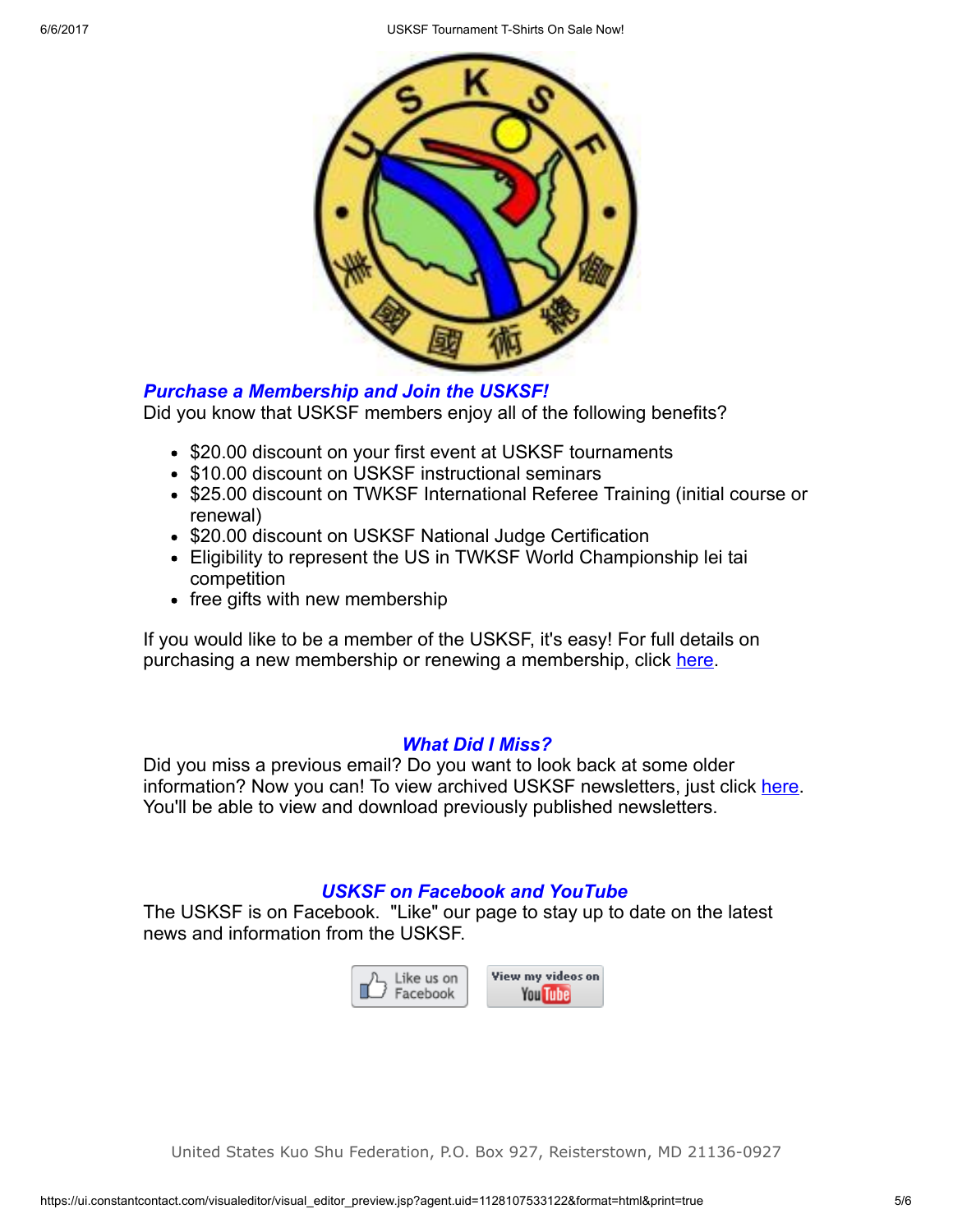## *Purchase a Membership and Join the USKSF!*

Did you know that USKSF members enjoy all of the following benefits?

- $20.00 discount on your first event at USKSF tournaments
- $10.00 discount on USKSF instructional seminars
- $25.00 discount on TWKSF International Referee Training (initial course or renewal)
- $20.00 discount on USKSF National Judge Certification
- Eligibility to represent the US in TWKSF World Championship lei tai competition
- free gifts with new membership

If you would like to be a member of the USKSF, it's easy! For full details on purchasing a new membership or renewing a membership, click here.

## *What Did I Miss?*

Did you miss a previous email? Do you want to look back at some older information? Now you can! To view archived USKSF newsletters, just click here. You'll be able to view and download previously published newsletters.

## *USKSF on Facebook and YouTube*

The USKSF is on Facebook. "Like" our page to stay up to date on the latest news and information from the USKSF.

Like us on Facebook | View my videos on YouTube

United States Kuo Shu Federation, P.O. Box 927, Reisterstown, MD 21136-0927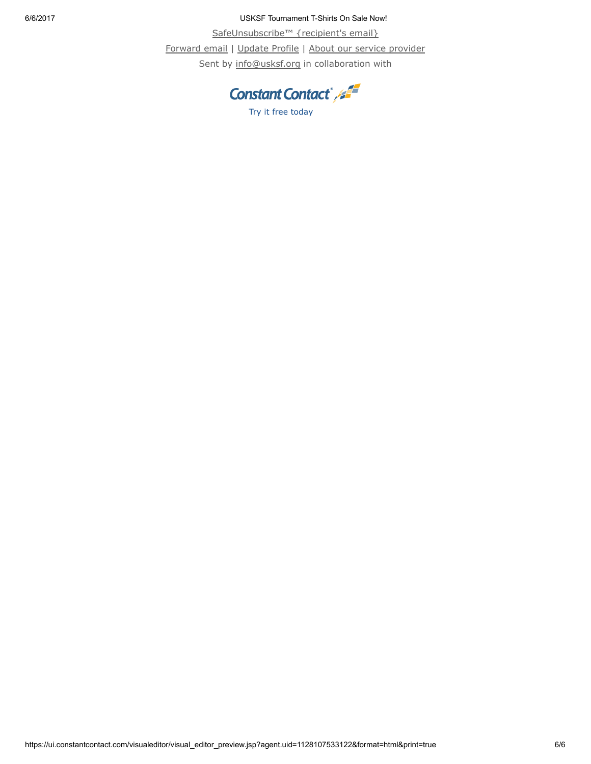SafeUnsubscribe™ {recipient's email}

Forward email | Update Profile | About our service provider

Sent by info@usksf.org in collaboration with

Constant Contact

Try it free today